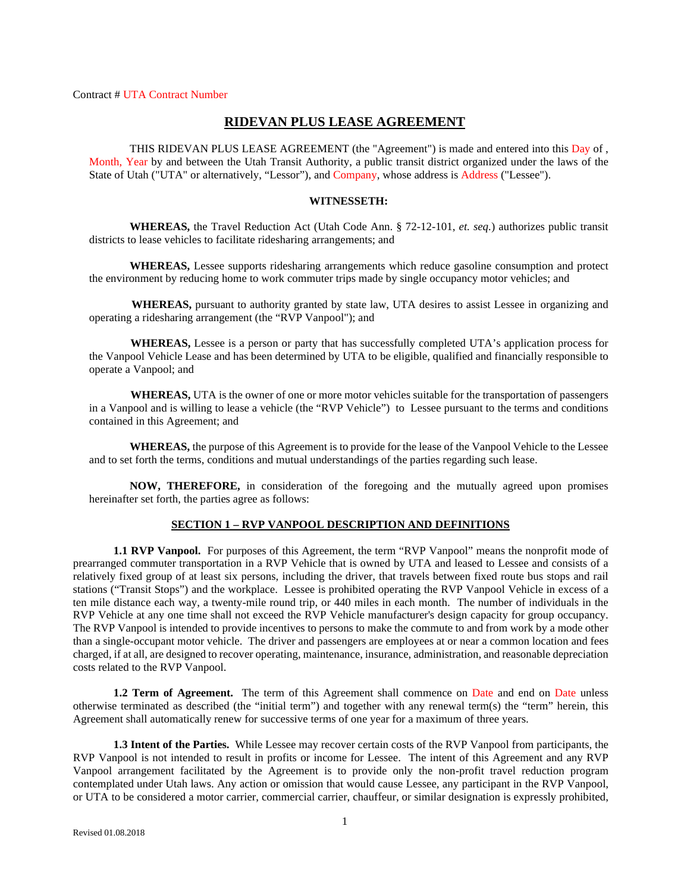Contract # UTA Contract Number

# RIDEVAN PLUS LEASE AGREEMENT

THIS RIDEVAN PLUS LEASE AGREEMENT (the "Agreement") is made and entered into this Day of , Month, Year by and between the Utah Transit Authority, a public transit district organized under the laws of the State of Utah ("UTA" or alternatively, "Lessor"), and Company, whose address is Address ("Lessee").

**WITNESSETH:**

**WHEREAS,** the Travel Reduction Act (Utah Code Ann. § 72-12-101, *et. seq.*) authorizes public transit districts to lease vehicles to facilitate ridesharing arrangements; and

**WHEREAS,** Lessee supports ridesharing arrangements which reduce gasoline consumption and protect the environment by reducing home to work commuter trips made by single occupancy motor vehicles; and

**WHEREAS,** pursuant to authority granted by state law, UTA desires to assist Lessee in organizing and operating a ridesharing arrangement (the "RVP Vanpool"); and

**WHEREAS,** Lessee is a person or party that has successfully completed UTA's application process for the Vanpool Vehicle Lease and has been determined by UTA to be eligible, qualified and financially responsible to operate a Vanpool; and

**WHEREAS,** UTA is the owner of one or more motor vehicles suitable for the transportation of passengers in a Vanpool and is willing to lease a vehicle (the "RVP Vehicle") to Lessee pursuant to the terms and conditions contained in this Agreement; and

**WHEREAS,** the purpose of this Agreement is to provide for the lease of the Vanpool Vehicle to the Lessee and to set forth the terms, conditions and mutual understandings of the parties regarding such lease.

**NOW, THEREFORE,** in consideration of the foregoing and the mutually agreed upon promises hereinafter set forth, the parties agree as follows:

## SECTION 1 – RVP VANPOOL DESCRIPTION AND DEFINITIONS

**1.1 RVP Vanpool.** For purposes of this Agreement, the term "RVP Vanpool" means the nonprofit mode of prearranged commuter transportation in a RVP Vehicle that is owned by UTA and leased to Lessee and consists of a relatively fixed group of at least six persons, including the driver, that travels between fixed route bus stops and rail stations ("Transit Stops") and the workplace. Lessee is prohibited operating the RVP Vanpool Vehicle in excess of a ten mile distance each way, a twenty-mile round trip, or 440 miles in each month. The number of individuals in the RVP Vehicle at any one time shall not exceed the RVP Vehicle manufacturer's design capacity for group occupancy. The RVP Vanpool is intended to provide incentives to persons to make the commute to and from work by a mode other than a single-occupant motor vehicle. The driver and passengers are employees at or near a common location and fees charged, if at all, are designed to recover operating, maintenance, insurance, administration, and reasonable depreciation costs related to the RVP Vanpool.

**1.2 Term of Agreement.** The term of this Agreement shall commence on Date and end on Date unless otherwise terminated as described (the "initial term") and together with any renewal term(s) the "term" herein, this Agreement shall automatically renew for successive terms of one year for a maximum of three years.

**1.3 Intent of the Parties.** While Lessee may recover certain costs of the RVP Vanpool from participants, the RVP Vanpool is not intended to result in profits or income for Lessee. The intent of this Agreement and any RVP Vanpool arrangement facilitated by the Agreement is to provide only the non-profit travel reduction program contemplated under Utah laws. Any action or omission that would cause Lessee, any participant in the RVP Vanpool, or UTA to be considered a motor carrier, commercial carrier, chauffeur, or similar designation is expressly prohibited,

Revised 01.08.2018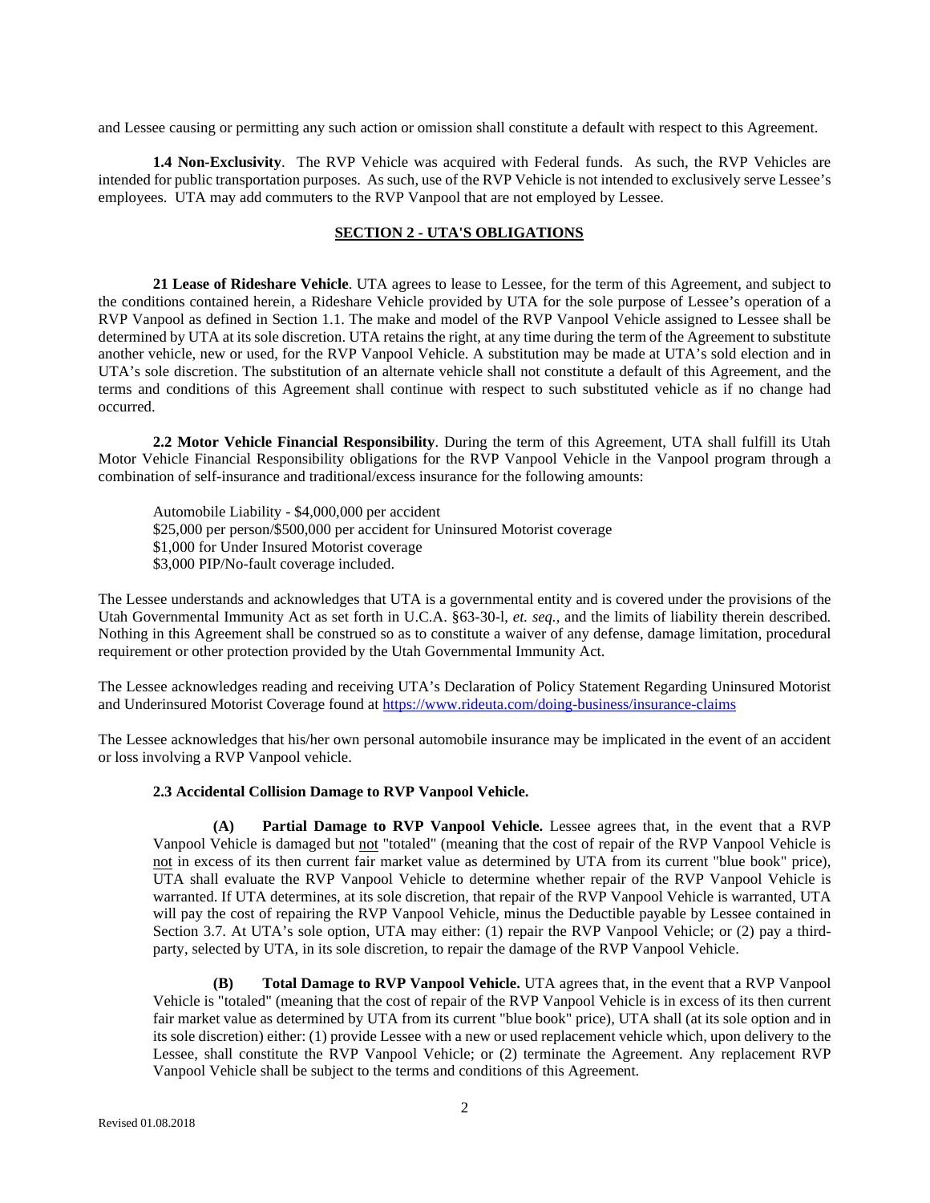and Lessee causing or permitting any such action or omission shall constitute a default with respect to this Agreement.

**1.4 Non-Exclusivity**. The RVP Vehicle was acquired with Federal funds. As such, the RVP Vehicles are intended for public transportation purposes. As such, use of the RVP Vehicle is not intended to exclusively serve Lessee's employees. UTA may add commuters to the RVP Vanpool that are not employed by Lessee.

## SECTION 2 - UTA'S OBLIGATIONS

**21 Lease of Rideshare Vehicle**. UTA agrees to lease to Lessee, for the term of this Agreement, and subject to the conditions contained herein, a Rideshare Vehicle provided by UTA for the sole purpose of Lessee's operation of a RVP Vanpool as defined in Section 1.1. The make and model of the RVP Vanpool Vehicle assigned to Lessee shall be determined by UTA at its sole discretion. UTA retains the right, at any time during the term of the Agreement to substitute another vehicle, new or used, for the RVP Vanpool Vehicle. A substitution may be made at UTA's sold election and in UTA's sole discretion. The substitution of an alternate vehicle shall not constitute a default of this Agreement, and the terms and conditions of this Agreement shall continue with respect to such substituted vehicle as if no change had occurred.

**2.2 Motor Vehicle Financial Responsibility**. During the term of this Agreement, UTA shall fulfill its Utah Motor Vehicle Financial Responsibility obligations for the RVP Vanpool Vehicle in the Vanpool program through a combination of self-insurance and traditional/excess insurance for the following amounts:

Automobile Liability - $4,000,000 per accident
$25,000 per person/$500,000 per accident for Uninsured Motorist coverage
$1,000 for Under Insured Motorist coverage
$3,000 PIP/No-fault coverage included.

The Lessee understands and acknowledges that UTA is a governmental entity and is covered under the provisions of the Utah Governmental Immunity Act as set forth in U.C.A. §63-30-l, *et. seq.*, and the limits of liability therein described. Nothing in this Agreement shall be construed so as to constitute a waiver of any defense, damage limitation, procedural requirement or other protection provided by the Utah Governmental Immunity Act.

The Lessee acknowledges reading and receiving UTA's Declaration of Policy Statement Regarding Uninsured Motorist and Underinsured Motorist Coverage found at https://www.rideuta.com/doing-business/insurance-claims

The Lessee acknowledges that his/her own personal automobile insurance may be implicated in the event of an accident or loss involving a RVP Vanpool vehicle.

**2.3 Accidental Collision Damage to RVP Vanpool Vehicle.**

**(A) Partial Damage to RVP Vanpool Vehicle.** Lessee agrees that, in the event that a RVP Vanpool Vehicle is damaged but not "totaled" (meaning that the cost of repair of the RVP Vanpool Vehicle is not in excess of its then current fair market value as determined by UTA from its current "blue book" price), UTA shall evaluate the RVP Vanpool Vehicle to determine whether repair of the RVP Vanpool Vehicle is warranted. If UTA determines, at its sole discretion, that repair of the RVP Vanpool Vehicle is warranted, UTA will pay the cost of repairing the RVP Vanpool Vehicle, minus the Deductible payable by Lessee contained in Section 3.7. At UTA's sole option, UTA may either: (1) repair the RVP Vanpool Vehicle; or (2) pay a third-party, selected by UTA, in its sole discretion, to repair the damage of the RVP Vanpool Vehicle.

**(B) Total Damage to RVP Vanpool Vehicle.** UTA agrees that, in the event that a RVP Vanpool Vehicle is "totaled" (meaning that the cost of repair of the RVP Vanpool Vehicle is in excess of its then current fair market value as determined by UTA from its current "blue book" price), UTA shall (at its sole option and in its sole discretion) either: (1) provide Lessee with a new or used replacement vehicle which, upon delivery to the Lessee, shall constitute the RVP Vanpool Vehicle; or (2) terminate the Agreement. Any replacement RVP Vanpool Vehicle shall be subject to the terms and conditions of this Agreement.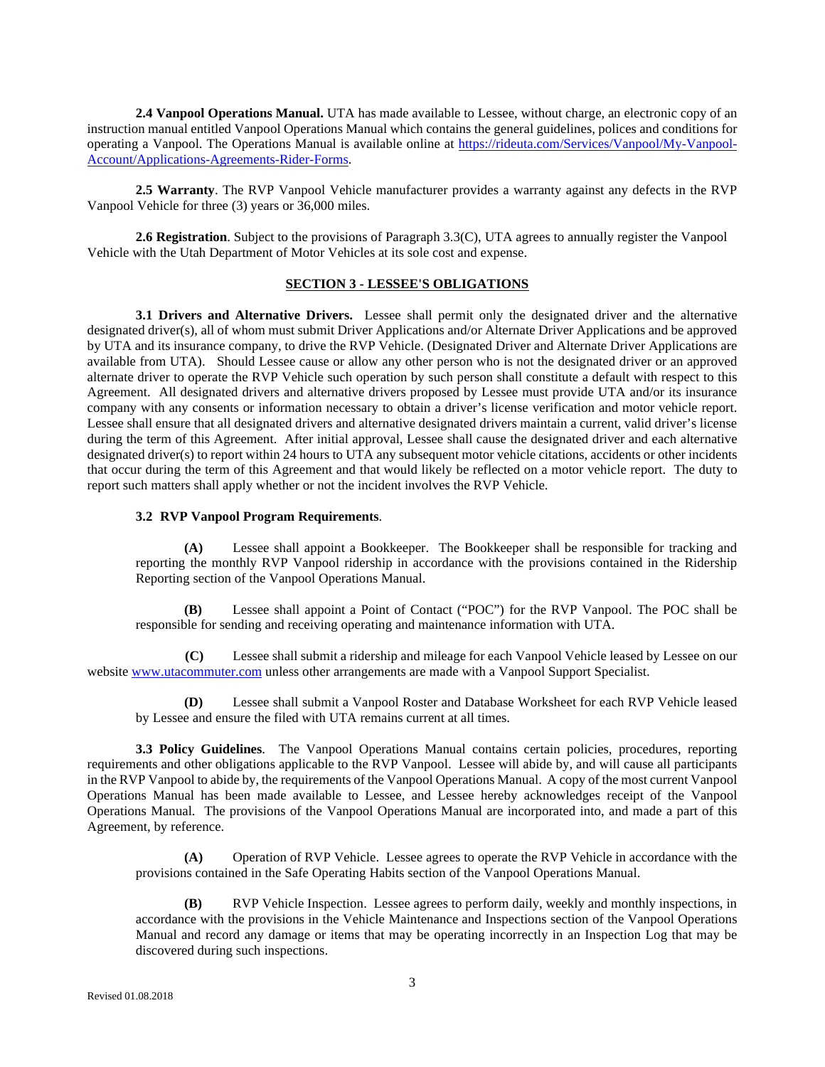**2.4 Vanpool Operations Manual.** UTA has made available to Lessee, without charge, an electronic copy of an instruction manual entitled Vanpool Operations Manual which contains the general guidelines, polices and conditions for operating a Vanpool. The Operations Manual is available online at [https://rideuta.com/Services/Vanpool/My-Vanpool-Account/Applications-Agreements-Rider-Forms](https://rideuta.com/Services/Vanpool/My-Vanpool-Account/Applications-Agreements-Rider-Forms).

**2.5 Warranty**. The RVP Vanpool Vehicle manufacturer provides a warranty against any defects in the RVP Vanpool Vehicle for three (3) years or 36,000 miles.

**2.6 Registration**. Subject to the provisions of Paragraph 3.3(C), UTA agrees to annually register the Vanpool Vehicle with the Utah Department of Motor Vehicles at its sole cost and expense.

## SECTION 3 - LESSEE'S OBLIGATIONS

**3.1 Drivers and Alternative Drivers.** Lessee shall permit only the designated driver and the alternative designated driver(s), all of whom must submit Driver Applications and/or Alternate Driver Applications and be approved by UTA and its insurance company, to drive the RVP Vehicle. (Designated Driver and Alternate Driver Applications are available from UTA). Should Lessee cause or allow any other person who is not the designated driver or an approved alternate driver to operate the RVP Vehicle such operation by such person shall constitute a default with respect to this Agreement. All designated drivers and alternative drivers proposed by Lessee must provide UTA and/or its insurance company with any consents or information necessary to obtain a driver's license verification and motor vehicle report. Lessee shall ensure that all designated drivers and alternative designated drivers maintain a current, valid driver's license during the term of this Agreement. After initial approval, Lessee shall cause the designated driver and each alternative designated driver(s) to report within 24 hours to UTA any subsequent motor vehicle citations, accidents or other incidents that occur during the term of this Agreement and that would likely be reflected on a motor vehicle report. The duty to report such matters shall apply whether or not the incident involves the RVP Vehicle.

**3.2 RVP Vanpool Program Requirements**.

**(A)** Lessee shall appoint a Bookkeeper. The Bookkeeper shall be responsible for tracking and reporting the monthly RVP Vanpool ridership in accordance with the provisions contained in the Ridership Reporting section of the Vanpool Operations Manual.

**(B)** Lessee shall appoint a Point of Contact ("POC") for the RVP Vanpool. The POC shall be responsible for sending and receiving operating and maintenance information with UTA.

**(C)** Lessee shall submit a ridership and mileage for each Vanpool Vehicle leased by Lessee on our website [www.utacommuter.com](www.utacommuter.com) unless other arrangements are made with a Vanpool Support Specialist.

**(D)** Lessee shall submit a Vanpool Roster and Database Worksheet for each RVP Vehicle leased by Lessee and ensure the filed with UTA remains current at all times.

**3.3 Policy Guidelines**. The Vanpool Operations Manual contains certain policies, procedures, reporting requirements and other obligations applicable to the RVP Vanpool. Lessee will abide by, and will cause all participants in the RVP Vanpool to abide by, the requirements of the Vanpool Operations Manual. A copy of the most current Vanpool Operations Manual has been made available to Lessee, and Lessee hereby acknowledges receipt of the Vanpool Operations Manual. The provisions of the Vanpool Operations Manual are incorporated into, and made a part of this Agreement, by reference.

**(A)** Operation of RVP Vehicle. Lessee agrees to operate the RVP Vehicle in accordance with the provisions contained in the Safe Operating Habits section of the Vanpool Operations Manual.

**(B)** RVP Vehicle Inspection. Lessee agrees to perform daily, weekly and monthly inspections, in accordance with the provisions in the Vehicle Maintenance and Inspections section of the Vanpool Operations Manual and record any damage or items that may be operating incorrectly in an Inspection Log that may be discovered during such inspections.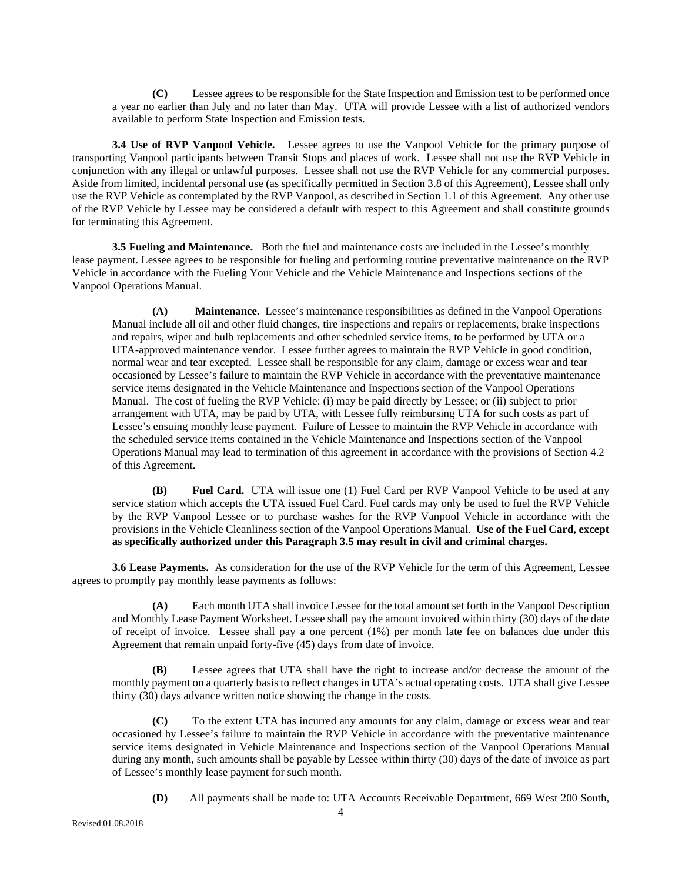**(C)** Lessee agrees to be responsible for the State Inspection and Emission test to be performed once a year no earlier than July and no later than May. UTA will provide Lessee with a list of authorized vendors available to perform State Inspection and Emission tests.

**3.4 Use of RVP Vanpool Vehicle.** Lessee agrees to use the Vanpool Vehicle for the primary purpose of transporting Vanpool participants between Transit Stops and places of work. Lessee shall not use the RVP Vehicle in conjunction with any illegal or unlawful purposes. Lessee shall not use the RVP Vehicle for any commercial purposes. Aside from limited, incidental personal use (as specifically permitted in Section 3.8 of this Agreement), Lessee shall only use the RVP Vehicle as contemplated by the RVP Vanpool, as described in Section 1.1 of this Agreement. Any other use of the RVP Vehicle by Lessee may be considered a default with respect to this Agreement and shall constitute grounds for terminating this Agreement.

**3.5 Fueling and Maintenance.** Both the fuel and maintenance costs are included in the Lessee's monthly lease payment. Lessee agrees to be responsible for fueling and performing routine preventative maintenance on the RVP Vehicle in accordance with the Fueling Your Vehicle and the Vehicle Maintenance and Inspections sections of the Vanpool Operations Manual.

**(A) Maintenance.** Lessee's maintenance responsibilities as defined in the Vanpool Operations Manual include all oil and other fluid changes, tire inspections and repairs or replacements, brake inspections and repairs, wiper and bulb replacements and other scheduled service items, to be performed by UTA or a UTA-approved maintenance vendor. Lessee further agrees to maintain the RVP Vehicle in good condition, normal wear and tear excepted. Lessee shall be responsible for any claim, damage or excess wear and tear occasioned by Lessee's failure to maintain the RVP Vehicle in accordance with the preventative maintenance service items designated in the Vehicle Maintenance and Inspections section of the Vanpool Operations Manual. The cost of fueling the RVP Vehicle: (i) may be paid directly by Lessee; or (ii) subject to prior arrangement with UTA, may be paid by UTA, with Lessee fully reimbursing UTA for such costs as part of Lessee's ensuing monthly lease payment. Failure of Lessee to maintain the RVP Vehicle in accordance with the scheduled service items contained in the Vehicle Maintenance and Inspections section of the Vanpool Operations Manual may lead to termination of this agreement in accordance with the provisions of Section 4.2 of this Agreement.

**(B) Fuel Card.** UTA will issue one (1) Fuel Card per RVP Vanpool Vehicle to be used at any service station which accepts the UTA issued Fuel Card. Fuel cards may only be used to fuel the RVP Vehicle by the RVP Vanpool Lessee or to purchase washes for the RVP Vanpool Vehicle in accordance with the provisions in the Vehicle Cleanliness section of the Vanpool Operations Manual. **Use of the Fuel Card, except as specifically authorized under this Paragraph 3.5 may result in civil and criminal charges.**

**3.6 Lease Payments.** As consideration for the use of the RVP Vehicle for the term of this Agreement, Lessee agrees to promptly pay monthly lease payments as follows:

**(A)** Each month UTA shall invoice Lessee for the total amount set forth in the Vanpool Description and Monthly Lease Payment Worksheet. Lessee shall pay the amount invoiced within thirty (30) days of the date of receipt of invoice. Lessee shall pay a one percent (1%) per month late fee on balances due under this Agreement that remain unpaid forty-five (45) days from date of invoice.

**(B)** Lessee agrees that UTA shall have the right to increase and/or decrease the amount of the monthly payment on a quarterly basis to reflect changes in UTA's actual operating costs. UTA shall give Lessee thirty (30) days advance written notice showing the change in the costs.

**(C)** To the extent UTA has incurred any amounts for any claim, damage or excess wear and tear occasioned by Lessee's failure to maintain the RVP Vehicle in accordance with the preventative maintenance service items designated in Vehicle Maintenance and Inspections section of the Vanpool Operations Manual during any month, such amounts shall be payable by Lessee within thirty (30) days of the date of invoice as part of Lessee's monthly lease payment for such month.

**(D)** All payments shall be made to: UTA Accounts Receivable Department, 669 West 200 South,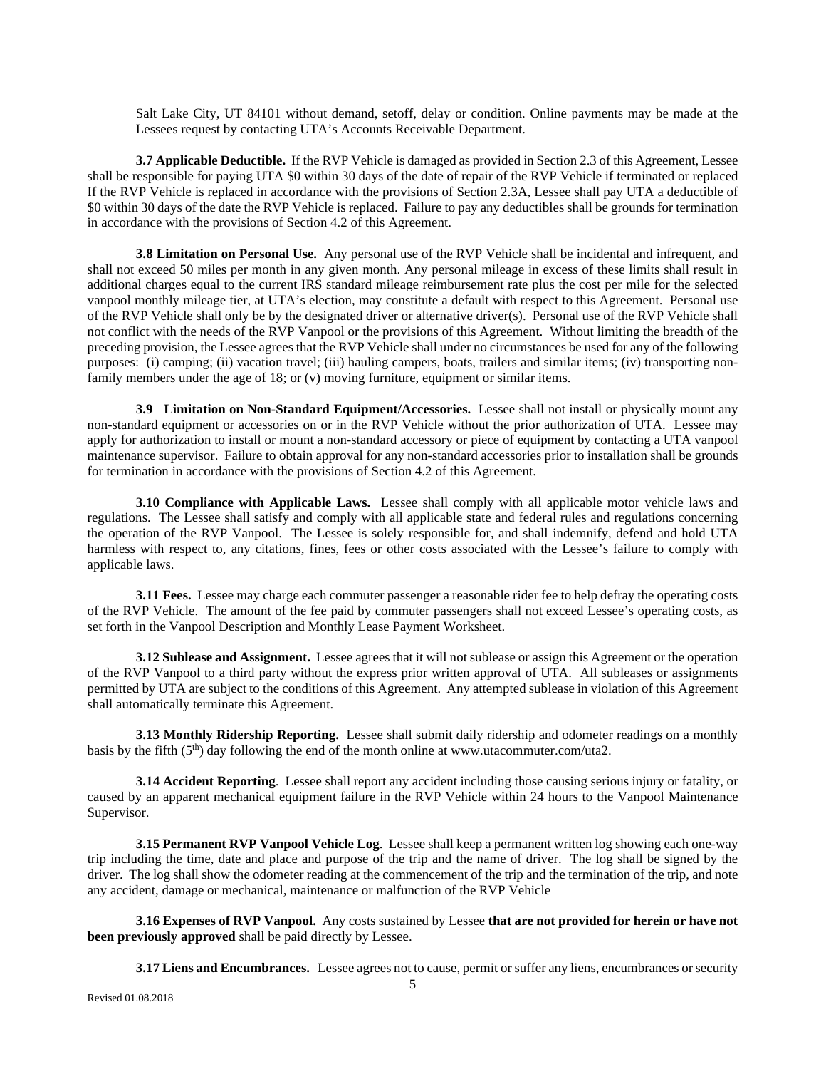Salt Lake City, UT 84101 without demand, setoff, delay or condition. Online payments may be made at the Lessees request by contacting UTA's Accounts Receivable Department.

**3.7 Applicable Deductible.** If the RVP Vehicle is damaged as provided in Section 2.3 of this Agreement, Lessee shall be responsible for paying UTA $0 within 30 days of the date of repair of the RVP Vehicle if terminated or replaced If the RVP Vehicle is replaced in accordance with the provisions of Section 2.3A, Lessee shall pay UTA a deductible of $0 within 30 days of the date the RVP Vehicle is replaced. Failure to pay any deductibles shall be grounds for termination in accordance with the provisions of Section 4.2 of this Agreement.

**3.8 Limitation on Personal Use.** Any personal use of the RVP Vehicle shall be incidental and infrequent, and shall not exceed 50 miles per month in any given month. Any personal mileage in excess of these limits shall result in additional charges equal to the current IRS standard mileage reimbursement rate plus the cost per mile for the selected vanpool monthly mileage tier, at UTA's election, may constitute a default with respect to this Agreement. Personal use of the RVP Vehicle shall only be by the designated driver or alternative driver(s). Personal use of the RVP Vehicle shall not conflict with the needs of the RVP Vanpool or the provisions of this Agreement. Without limiting the breadth of the preceding provision, the Lessee agrees that the RVP Vehicle shall under no circumstances be used for any of the following purposes: (i) camping; (ii) vacation travel; (iii) hauling campers, boats, trailers and similar items; (iv) transporting non-family members under the age of 18; or (v) moving furniture, equipment or similar items.

**3.9 Limitation on Non-Standard Equipment/Accessories.** Lessee shall not install or physically mount any non-standard equipment or accessories on or in the RVP Vehicle without the prior authorization of UTA. Lessee may apply for authorization to install or mount a non-standard accessory or piece of equipment by contacting a UTA vanpool maintenance supervisor. Failure to obtain approval for any non-standard accessories prior to installation shall be grounds for termination in accordance with the provisions of Section 4.2 of this Agreement.

**3.10 Compliance with Applicable Laws.** Lessee shall comply with all applicable motor vehicle laws and regulations. The Lessee shall satisfy and comply with all applicable state and federal rules and regulations concerning the operation of the RVP Vanpool. The Lessee is solely responsible for, and shall indemnify, defend and hold UTA harmless with respect to, any citations, fines, fees or other costs associated with the Lessee's failure to comply with applicable laws.

**3.11 Fees.** Lessee may charge each commuter passenger a reasonable rider fee to help defray the operating costs of the RVP Vehicle. The amount of the fee paid by commuter passengers shall not exceed Lessee's operating costs, as set forth in the Vanpool Description and Monthly Lease Payment Worksheet.

**3.12 Sublease and Assignment.** Lessee agrees that it will not sublease or assign this Agreement or the operation of the RVP Vanpool to a third party without the express prior written approval of UTA. All subleases or assignments permitted by UTA are subject to the conditions of this Agreement. Any attempted sublease in violation of this Agreement shall automatically terminate this Agreement.

**3.13 Monthly Ridership Reporting.** Lessee shall submit daily ridership and odometer readings on a monthly basis by the fifth (5th) day following the end of the month online at www.utacommuter.com/uta2.

**3.14 Accident Reporting**. Lessee shall report any accident including those causing serious injury or fatality, or caused by an apparent mechanical equipment failure in the RVP Vehicle within 24 hours to the Vanpool Maintenance Supervisor.

**3.15 Permanent RVP Vanpool Vehicle Log**. Lessee shall keep a permanent written log showing each one-way trip including the time, date and place and purpose of the trip and the name of driver. The log shall be signed by the driver. The log shall show the odometer reading at the commencement of the trip and the termination of the trip, and note any accident, damage or mechanical, maintenance or malfunction of the RVP Vehicle

**3.16 Expenses of RVP Vanpool.** Any costs sustained by Lessee **that are not provided for herein or have not been previously approved** shall be paid directly by Lessee.

**3.17 Liens and Encumbrances.** Lessee agrees not to cause, permit or suffer any liens, encumbrances or security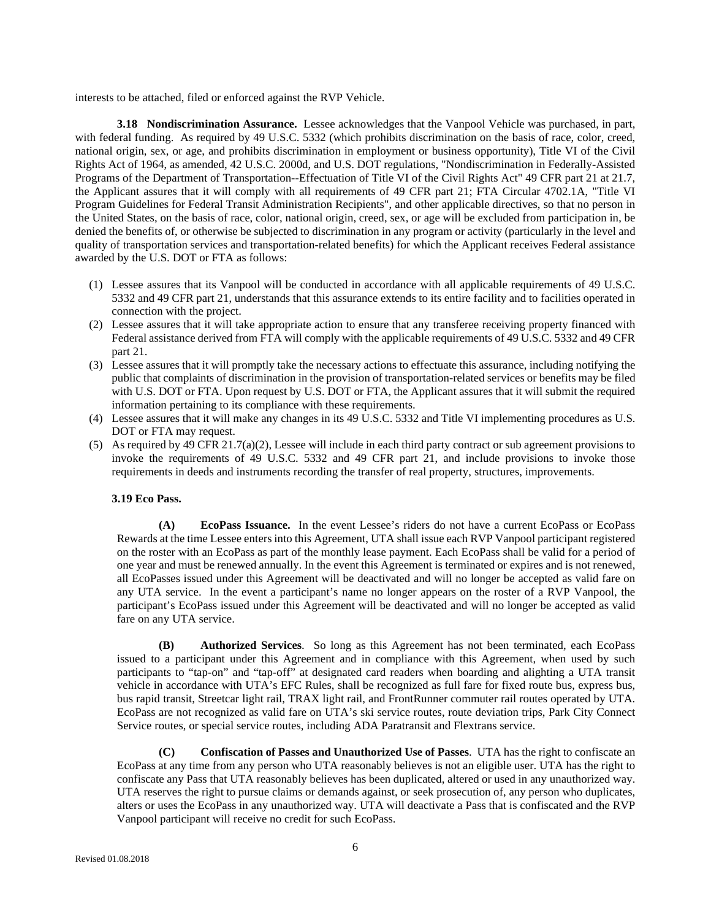interests to be attached, filed or enforced against the RVP Vehicle.

**3.18 Nondiscrimination Assurance.** Lessee acknowledges that the Vanpool Vehicle was purchased, in part, with federal funding. As required by 49 U.S.C. 5332 (which prohibits discrimination on the basis of race, color, creed, national origin, sex, or age, and prohibits discrimination in employment or business opportunity), Title VI of the Civil Rights Act of 1964, as amended, 42 U.S.C. 2000d, and U.S. DOT regulations, "Nondiscrimination in Federally-Assisted Programs of the Department of Transportation--Effectuation of Title VI of the Civil Rights Act" 49 CFR part 21 at 21.7, the Applicant assures that it will comply with all requirements of 49 CFR part 21; FTA Circular 4702.1A, "Title VI Program Guidelines for Federal Transit Administration Recipients", and other applicable directives, so that no person in the United States, on the basis of race, color, national origin, creed, sex, or age will be excluded from participation in, be denied the benefits of, or otherwise be subjected to discrimination in any program or activity (particularly in the level and quality of transportation services and transportation-related benefits) for which the Applicant receives Federal assistance awarded by the U.S. DOT or FTA as follows:

(1) Lessee assures that its Vanpool will be conducted in accordance with all applicable requirements of 49 U.S.C. 5332 and 49 CFR part 21, understands that this assurance extends to its entire facility and to facilities operated in connection with the project.
(2) Lessee assures that it will take appropriate action to ensure that any transferee receiving property financed with Federal assistance derived from FTA will comply with the applicable requirements of 49 U.S.C. 5332 and 49 CFR part 21.
(3) Lessee assures that it will promptly take the necessary actions to effectuate this assurance, including notifying the public that complaints of discrimination in the provision of transportation-related services or benefits may be filed with U.S. DOT or FTA. Upon request by U.S. DOT or FTA, the Applicant assures that it will submit the required information pertaining to its compliance with these requirements.
(4) Lessee assures that it will make any changes in its 49 U.S.C. 5332 and Title VI implementing procedures as U.S. DOT or FTA may request.
(5) As required by 49 CFR 21.7(a)(2), Lessee will include in each third party contract or sub agreement provisions to invoke the requirements of 49 U.S.C. 5332 and 49 CFR part 21, and include provisions to invoke those requirements in deeds and instruments recording the transfer of real property, structures, improvements.

**3.19 Eco Pass.**

**(A) EcoPass Issuance.** In the event Lessee's riders do not have a current EcoPass or EcoPass Rewards at the time Lessee enters into this Agreement, UTA shall issue each RVP Vanpool participant registered on the roster with an EcoPass as part of the monthly lease payment. Each EcoPass shall be valid for a period of one year and must be renewed annually. In the event this Agreement is terminated or expires and is not renewed, all EcoPasses issued under this Agreement will be deactivated and will no longer be accepted as valid fare on any UTA service. In the event a participant's name no longer appears on the roster of a RVP Vanpool, the participant's EcoPass issued under this Agreement will be deactivated and will no longer be accepted as valid fare on any UTA service.

**(B) Authorized Services**. So long as this Agreement has not been terminated, each EcoPass issued to a participant under this Agreement and in compliance with this Agreement, when used by such participants to "tap-on" and "tap-off" at designated card readers when boarding and alighting a UTA transit vehicle in accordance with UTA's EFC Rules, shall be recognized as full fare for fixed route bus, express bus, bus rapid transit, Streetcar light rail, TRAX light rail, and FrontRunner commuter rail routes operated by UTA. EcoPass are not recognized as valid fare on UTA's ski service routes, route deviation trips, Park City Connect Service routes, or special service routes, including ADA Paratransit and Flextrans service.

**(C) Confiscation of Passes and Unauthorized Use of Passes**. UTA has the right to confiscate an EcoPass at any time from any person who UTA reasonably believes is not an eligible user. UTA has the right to confiscate any Pass that UTA reasonably believes has been duplicated, altered or used in any unauthorized way. UTA reserves the right to pursue claims or demands against, or seek prosecution of, any person who duplicates, alters or uses the EcoPass in any unauthorized way. UTA will deactivate a Pass that is confiscated and the RVP Vanpool participant will receive no credit for such EcoPass.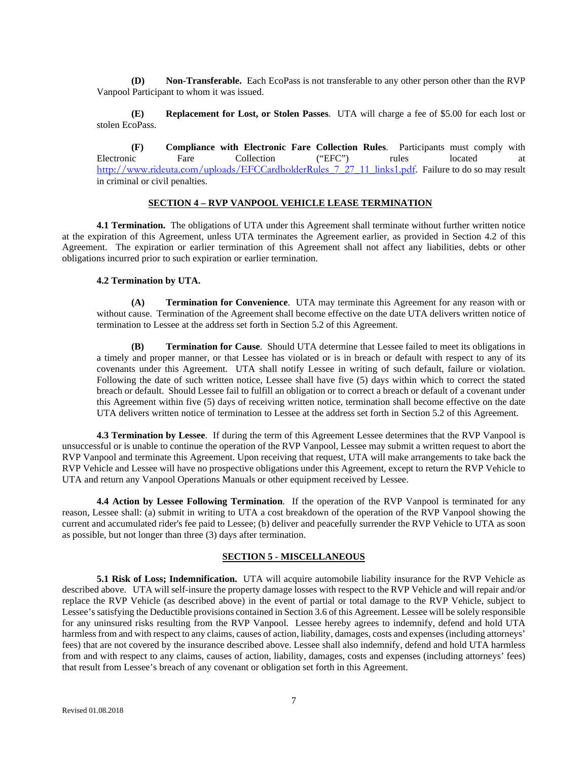**(D) Non-Transferable.** Each EcoPass is not transferable to any other person other than the RVP Vanpool Participant to whom it was issued.

**(E) Replacement for Lost, or Stolen Passes**. UTA will charge a fee of $5.00 for each lost or stolen EcoPass.

**(F) Compliance with Electronic Fare Collection Rules**. Participants must comply with Electronic Fare Collection ("EFC") rules located at http://www.rideuta.com/uploads/EFCCardholderRules_7_27_11_links1.pdf. Failure to do so may result in criminal or civil penalties.

## SECTION 4 – RVP VANPOOL VEHICLE LEASE TERMINATION

**4.1 Termination.** The obligations of UTA under this Agreement shall terminate without further written notice at the expiration of this Agreement, unless UTA terminates the Agreement earlier, as provided in Section 4.2 of this Agreement. The expiration or earlier termination of this Agreement shall not affect any liabilities, debts or other obligations incurred prior to such expiration or earlier termination.

**4.2 Termination by UTA.**

**(A) Termination for Convenience**. UTA may terminate this Agreement for any reason with or without cause. Termination of the Agreement shall become effective on the date UTA delivers written notice of termination to Lessee at the address set forth in Section 5.2 of this Agreement.

**(B) Termination for Cause**. Should UTA determine that Lessee failed to meet its obligations in a timely and proper manner, or that Lessee has violated or is in breach or default with respect to any of its covenants under this Agreement. UTA shall notify Lessee in writing of such default, failure or violation. Following the date of such written notice, Lessee shall have five (5) days within which to correct the stated breach or default. Should Lessee fail to fulfill an obligation or to correct a breach or default of a covenant under this Agreement within five (5) days of receiving written notice, termination shall become effective on the date UTA delivers written notice of termination to Lessee at the address set forth in Section 5.2 of this Agreement.

**4.3 Termination by Lessee**. If during the term of this Agreement Lessee determines that the RVP Vanpool is unsuccessful or is unable to continue the operation of the RVP Vanpool, Lessee may submit a written request to abort the RVP Vanpool and terminate this Agreement. Upon receiving that request, UTA will make arrangements to take back the RVP Vehicle and Lessee will have no prospective obligations under this Agreement, except to return the RVP Vehicle to UTA and return any Vanpool Operations Manuals or other equipment received by Lessee.

**4.4 Action by Lessee Following Termination**. If the operation of the RVP Vanpool is terminated for any reason, Lessee shall: (a) submit in writing to UTA a cost breakdown of the operation of the RVP Vanpool showing the current and accumulated rider's fee paid to Lessee; (b) deliver and peacefully surrender the RVP Vehicle to UTA as soon as possible, but not longer than three (3) days after termination.

## SECTION 5 - MISCELLANEOUS

**5.1 Risk of Loss; Indemnification.** UTA will acquire automobile liability insurance for the RVP Vehicle as described above. UTA will self-insure the property damage losses with respect to the RVP Vehicle and will repair and/or replace the RVP Vehicle (as described above) in the event of partial or total damage to the RVP Vehicle, subject to Lessee's satisfying the Deductible provisions contained in Section 3.6 of this Agreement. Lessee will be solely responsible for any uninsured risks resulting from the RVP Vanpool. Lessee hereby agrees to indemnify, defend and hold UTA harmless from and with respect to any claims, causes of action, liability, damages, costs and expenses (including attorneys' fees) that are not covered by the insurance described above. Lessee shall also indemnify, defend and hold UTA harmless from and with respect to any claims, causes of action, liability, damages, costs and expenses (including attorneys' fees) that result from Lessee's breach of any covenant or obligation set forth in this Agreement.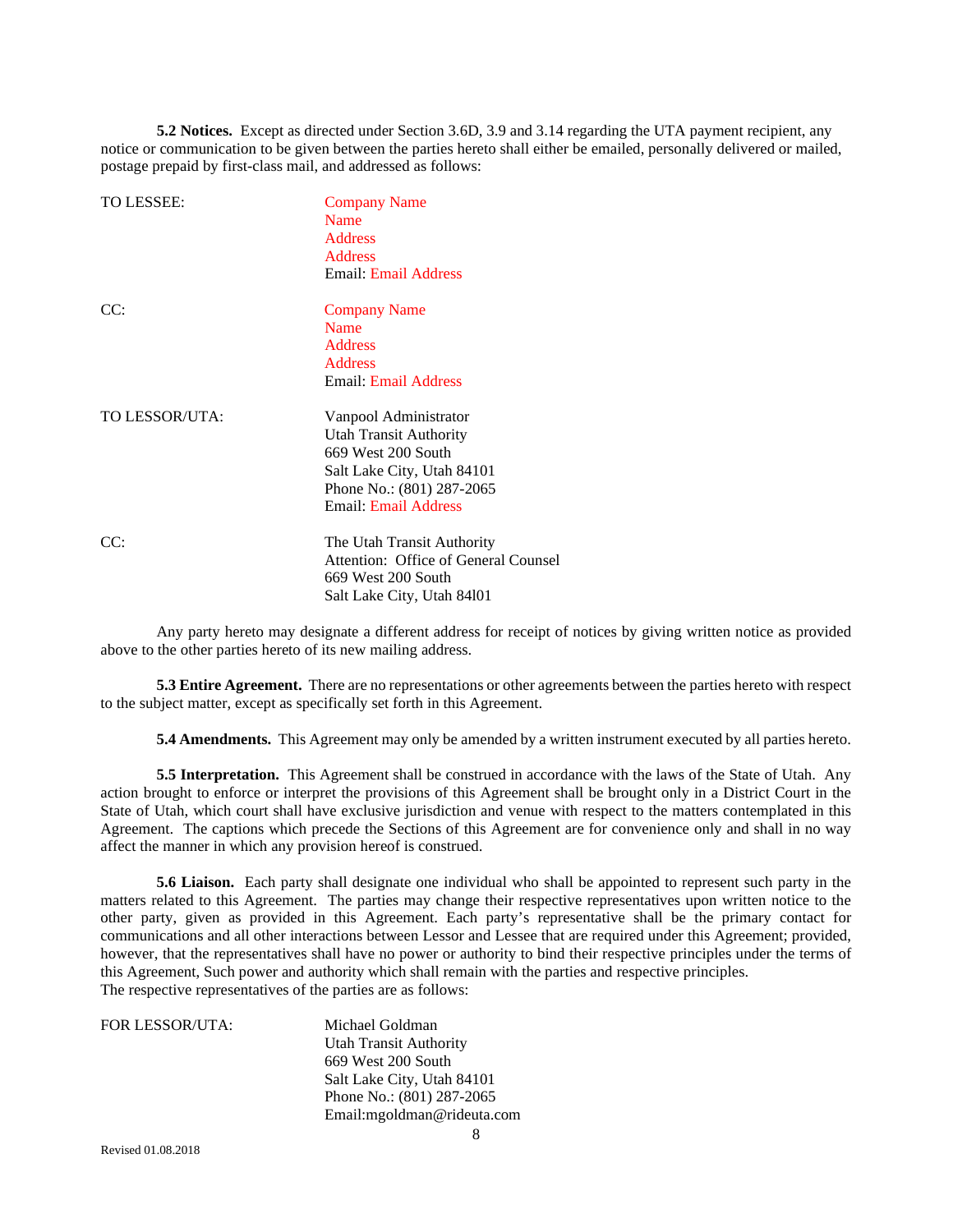**5.2 Notices.** Except as directed under Section 3.6D, 3.9 and 3.14 regarding the UTA payment recipient, any notice or communication to be given between the parties hereto shall either be emailed, personally delivered or mailed, postage prepaid by first-class mail, and addressed as follows:

TO LESSEE:

Company Name
Name
Address
Address
Email: Email Address

CC:

Company Name
Name
Address
Address
Email: Email Address

TO LESSOR/UTA:

Vanpool Administrator
Utah Transit Authority
669 West 200 South
Salt Lake City, Utah 84101
Phone No.: (801) 287-2065
Email: Email Address

CC:

The Utah Transit Authority
Attention: Office of General Counsel
669 West 200 South
Salt Lake City, Utah 84l01

Any party hereto may designate a different address for receipt of notices by giving written notice as provided above to the other parties hereto of its new mailing address.

**5.3 Entire Agreement.** There are no representations or other agreements between the parties hereto with respect to the subject matter, except as specifically set forth in this Agreement.

**5.4 Amendments.** This Agreement may only be amended by a written instrument executed by all parties hereto.

**5.5 Interpretation.** This Agreement shall be construed in accordance with the laws of the State of Utah. Any action brought to enforce or interpret the provisions of this Agreement shall be brought only in a District Court in the State of Utah, which court shall have exclusive jurisdiction and venue with respect to the matters contemplated in this Agreement. The captions which precede the Sections of this Agreement are for convenience only and shall in no way affect the manner in which any provision hereof is construed.

**5.6 Liaison.** Each party shall designate one individual who shall be appointed to represent such party in the matters related to this Agreement. The parties may change their respective representatives upon written notice to the other party, given as provided in this Agreement. Each party's representative shall be the primary contact for communications and all other interactions between Lessor and Lessee that are required under this Agreement; provided, however, that the representatives shall have no power or authority to bind their respective principles under the terms of this Agreement, Such power and authority which shall remain with the parties and respective principles.
The respective representatives of the parties are as follows:

FOR LESSOR/UTA:

Michael Goldman
Utah Transit Authority
669 West 200 South
Salt Lake City, Utah 84101
Phone No.: (801) 287-2065
Email:mgoldman@rideuta.com

Revised 01.08.2018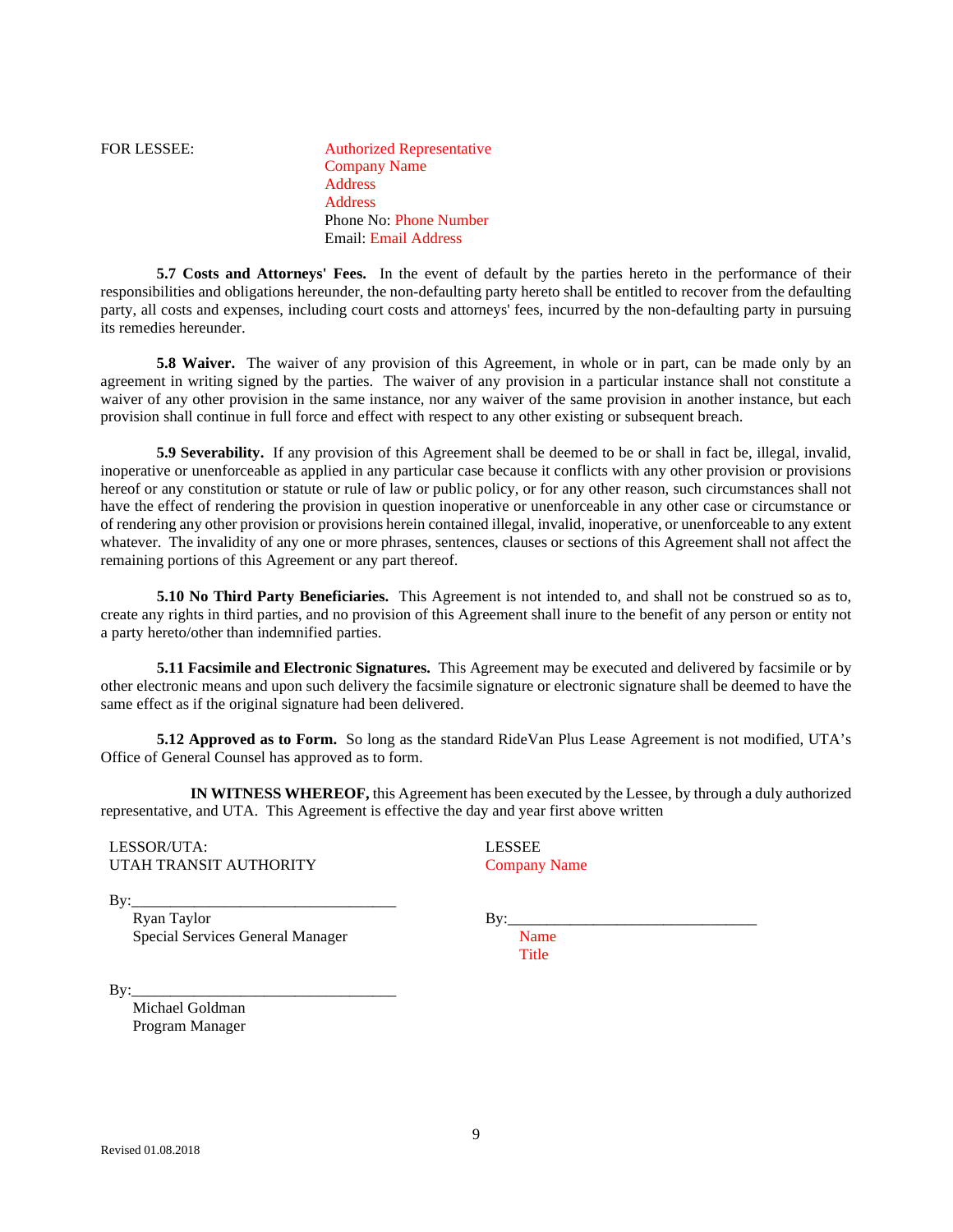FOR LESSEE:

Authorized Representative
Company Name
Address
Address
Phone No: Phone Number
Email: Email Address

**5.7 Costs and Attorneys' Fees.** In the event of default by the parties hereto in the performance of their responsibilities and obligations hereunder, the non-defaulting party hereto shall be entitled to recover from the defaulting party, all costs and expenses, including court costs and attorneys' fees, incurred by the non-defaulting party in pursuing its remedies hereunder.

**5.8 Waiver.** The waiver of any provision of this Agreement, in whole or in part, can be made only by an agreement in writing signed by the parties. The waiver of any provision in a particular instance shall not constitute a waiver of any other provision in the same instance, nor any waiver of the same provision in another instance, but each provision shall continue in full force and effect with respect to any other existing or subsequent breach.

**5.9 Severability.** If any provision of this Agreement shall be deemed to be or shall in fact be, illegal, invalid, inoperative or unenforceable as applied in any particular case because it conflicts with any other provision or provisions hereof or any constitution or statute or rule of law or public policy, or for any other reason, such circumstances shall not have the effect of rendering the provision in question inoperative or unenforceable in any other case or circumstance or of rendering any other provision or provisions herein contained illegal, invalid, inoperative, or unenforceable to any extent whatever. The invalidity of any one or more phrases, sentences, clauses or sections of this Agreement shall not affect the remaining portions of this Agreement or any part thereof.

**5.10 No Third Party Beneficiaries.** This Agreement is not intended to, and shall not be construed so as to, create any rights in third parties, and no provision of this Agreement shall inure to the benefit of any person or entity not a party hereto/other than indemnified parties.

**5.11 Facsimile and Electronic Signatures.** This Agreement may be executed and delivered by facsimile or by other electronic means and upon such delivery the facsimile signature or electronic signature shall be deemed to have the same effect as if the original signature had been delivered.

**5.12 Approved as to Form.** So long as the standard RideVan Plus Lease Agreement is not modified, UTA's Office of General Counsel has approved as to form.

**IN WITNESS WHEREOF,** this Agreement has been executed by the Lessee, by through a duly authorized representative, and UTA. This Agreement is effective the day and year first above written

LESSOR/UTA:
UTAH TRANSIT AUTHORITY

By:_________________________________
Ryan Taylor
Special Services General Manager

By:_________________________________
Michael Goldman
Program Manager

LESSEE
Company Name

By:_________________________________
Name
Title

Revised 01.08.2018